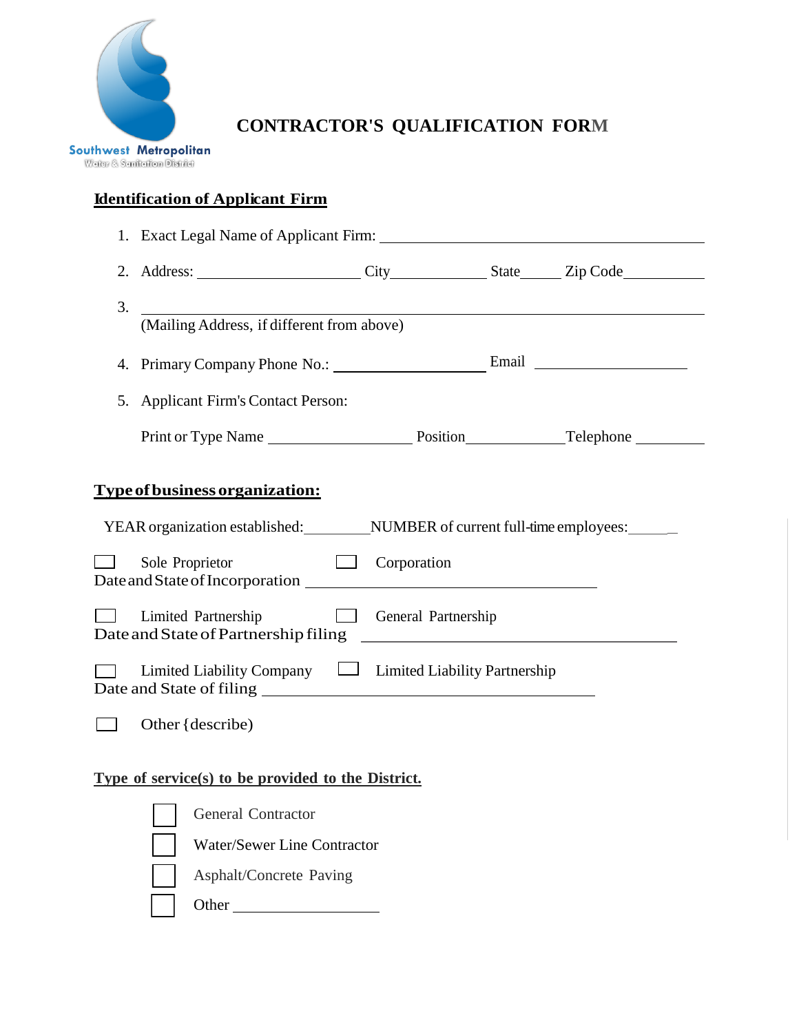Southwest Metropolitan
Water & Sanitation District

# CONTRACTOR'S QUALIFICATION FORM

## Identification of Applicant Firm

1. Exact Legal Name of Applicant Firm: ______________________________
2. Address: ____________________ City____________ State_____ Zip Code__________
3. ______________________________________________
   (Mailing Address, if different from above)
4. Primary Company Phone No.: __________________ Email __________________
5. Applicant Firm's Contact Person:

   Print or Type Name __________________ Position____________ Telephone _________

## Type of business organization:

YEAR organization established:________ NUMBER of current full-time employees:______

☐ Sole Proprietor ☐ Corporation
Date and State of Incorporation ______________________________

☐ Limited Partnership ☐ General Partnership
Date and State of Partnership filing ______________________________

☐ Limited Liability Company ☐ Limited Liability Partnership
Date and State of filing ______________________________

☐ Other {describe)

## Type of service(s) to be provided to the District.

☐ General Contractor

☐ Water/Sewer Line Contractor

☐ Asphalt/Concrete Paving

☐ Other __________________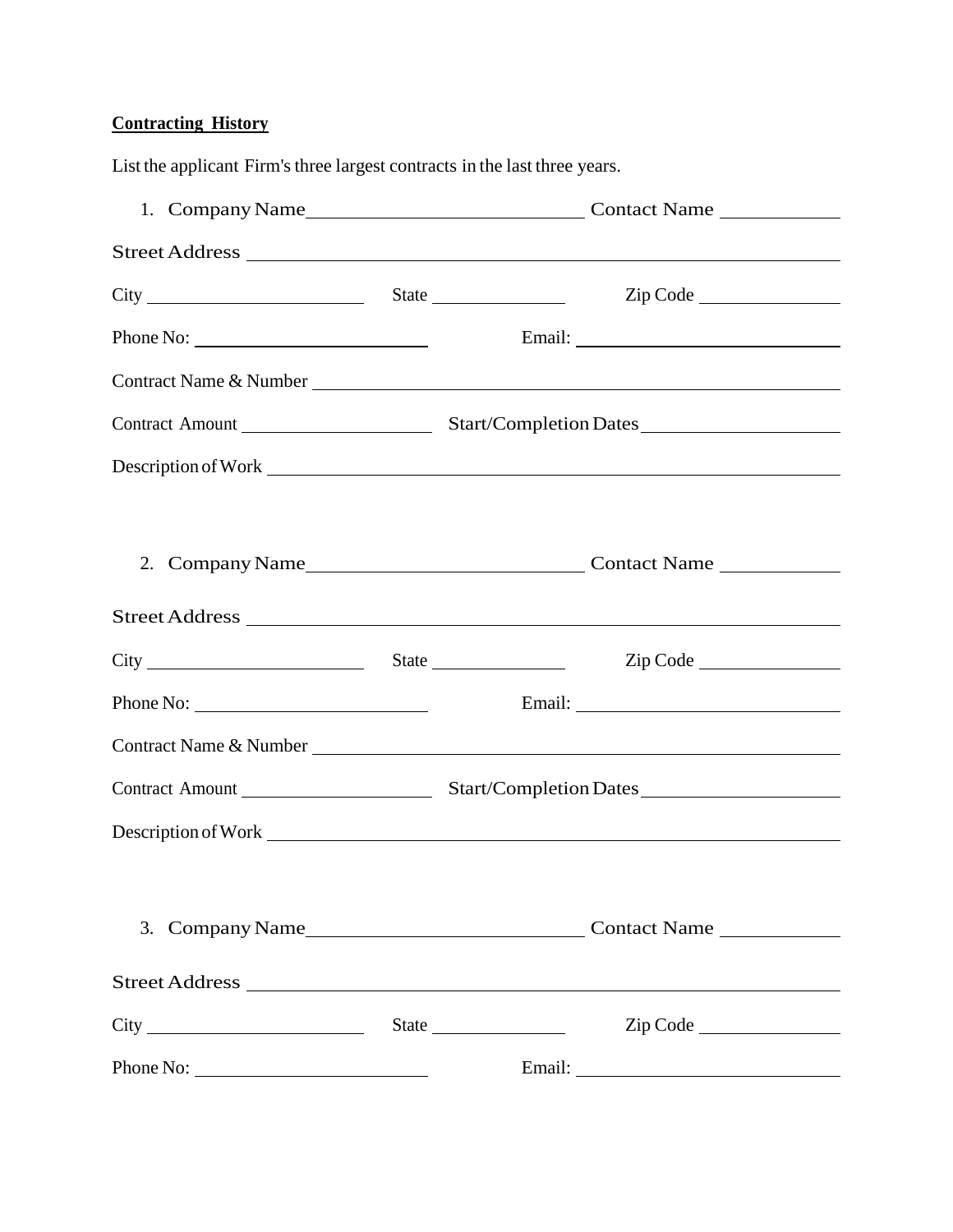**Contracting History**

List the applicant Firm's three largest contracts in the last three years.

1. Company Name\_\_\_\_\_\_\_\_\_\_\_\_\_\_\_\_\_\_\_\_\_\_\_\_\_\_ Contact Name \_\_\_\_\_\_\_\_\_\_\_\_

Street Address \_\_\_\_\_\_\_\_\_\_\_\_\_\_\_\_\_\_\_\_\_\_\_\_\_\_\_\_\_\_\_\_\_\_\_\_\_\_\_\_\_\_\_\_\_\_\_\_\_\_\_\_\_\_\_\_

City \_\_\_\_\_\_\_\_\_\_\_\_\_\_\_\_\_\_\_\_\_\_\_ State \_\_\_\_\_\_\_\_\_\_\_\_\_\_\_ Zip Code \_\_\_\_\_\_\_\_\_\_\_\_\_\_\_

Phone No: \_\_\_\_\_\_\_\_\_\_\_\_\_\_\_\_\_\_\_\_\_\_\_\_\_ Email: \_\_\_\_\_\_\_\_\_\_\_\_\_\_\_\_\_\_\_\_\_\_\_\_\_\_\_\_\_

Contract Name & Number \_\_\_\_\_\_\_\_\_\_\_\_\_\_\_\_\_\_\_\_\_\_\_\_\_\_\_\_\_\_\_\_\_\_\_\_\_\_\_\_\_\_\_\_\_\_\_\_\_\_\_\_

Contract Amount \_\_\_\_\_\_\_\_\_\_\_\_\_\_\_\_\_\_\_\_ Start/Completion Dates \_\_\_\_\_\_\_\_\_\_\_\_\_\_\_\_\_\_\_\_\_\_

Description of Work \_\_\_\_\_\_\_\_\_\_\_\_\_\_\_\_\_\_\_\_\_\_\_\_\_\_\_\_\_\_\_\_\_\_\_\_\_\_\_\_\_\_\_\_\_\_\_\_\_\_\_\_\_\_\_\_

2. Company Name\_\_\_\_\_\_\_\_\_\_\_\_\_\_\_\_\_\_\_\_\_\_\_\_\_\_ Contact Name \_\_\_\_\_\_\_\_\_\_\_\_

Street Address \_\_\_\_\_\_\_\_\_\_\_\_\_\_\_\_\_\_\_\_\_\_\_\_\_\_\_\_\_\_\_\_\_\_\_\_\_\_\_\_\_\_\_\_\_\_\_\_\_\_\_\_\_\_\_\_

City \_\_\_\_\_\_\_\_\_\_\_\_\_\_\_\_\_\_\_\_\_\_\_ State \_\_\_\_\_\_\_\_\_\_\_\_\_\_\_ Zip Code \_\_\_\_\_\_\_\_\_\_\_\_\_\_\_

Phone No: \_\_\_\_\_\_\_\_\_\_\_\_\_\_\_\_\_\_\_\_\_\_\_\_\_ Email: \_\_\_\_\_\_\_\_\_\_\_\_\_\_\_\_\_\_\_\_\_\_\_\_\_\_\_\_\_

Contract Name & Number \_\_\_\_\_\_\_\_\_\_\_\_\_\_\_\_\_\_\_\_\_\_\_\_\_\_\_\_\_\_\_\_\_\_\_\_\_\_\_\_\_\_\_\_\_\_\_\_\_\_\_\_

Contract Amount \_\_\_\_\_\_\_\_\_\_\_\_\_\_\_\_\_\_\_\_ Start/Completion Dates \_\_\_\_\_\_\_\_\_\_\_\_\_\_\_\_\_\_\_\_\_\_

Description of Work \_\_\_\_\_\_\_\_\_\_\_\_\_\_\_\_\_\_\_\_\_\_\_\_\_\_\_\_\_\_\_\_\_\_\_\_\_\_\_\_\_\_\_\_\_\_\_\_\_\_\_\_\_\_\_\_

3. Company Name\_\_\_\_\_\_\_\_\_\_\_\_\_\_\_\_\_\_\_\_\_\_\_\_\_\_ Contact Name \_\_\_\_\_\_\_\_\_\_\_\_

Street Address \_\_\_\_\_\_\_\_\_\_\_\_\_\_\_\_\_\_\_\_\_\_\_\_\_\_\_\_\_\_\_\_\_\_\_\_\_\_\_\_\_\_\_\_\_\_\_\_\_\_\_\_\_\_\_\_

City \_\_\_\_\_\_\_\_\_\_\_\_\_\_\_\_\_\_\_\_\_\_\_ State \_\_\_\_\_\_\_\_\_\_\_\_\_\_\_ Zip Code \_\_\_\_\_\_\_\_\_\_\_\_\_\_\_

Phone No: \_\_\_\_\_\_\_\_\_\_\_\_\_\_\_\_\_\_\_\_\_\_\_\_\_ Email: \_\_\_\_\_\_\_\_\_\_\_\_\_\_\_\_\_\_\_\_\_\_\_\_\_\_\_\_\_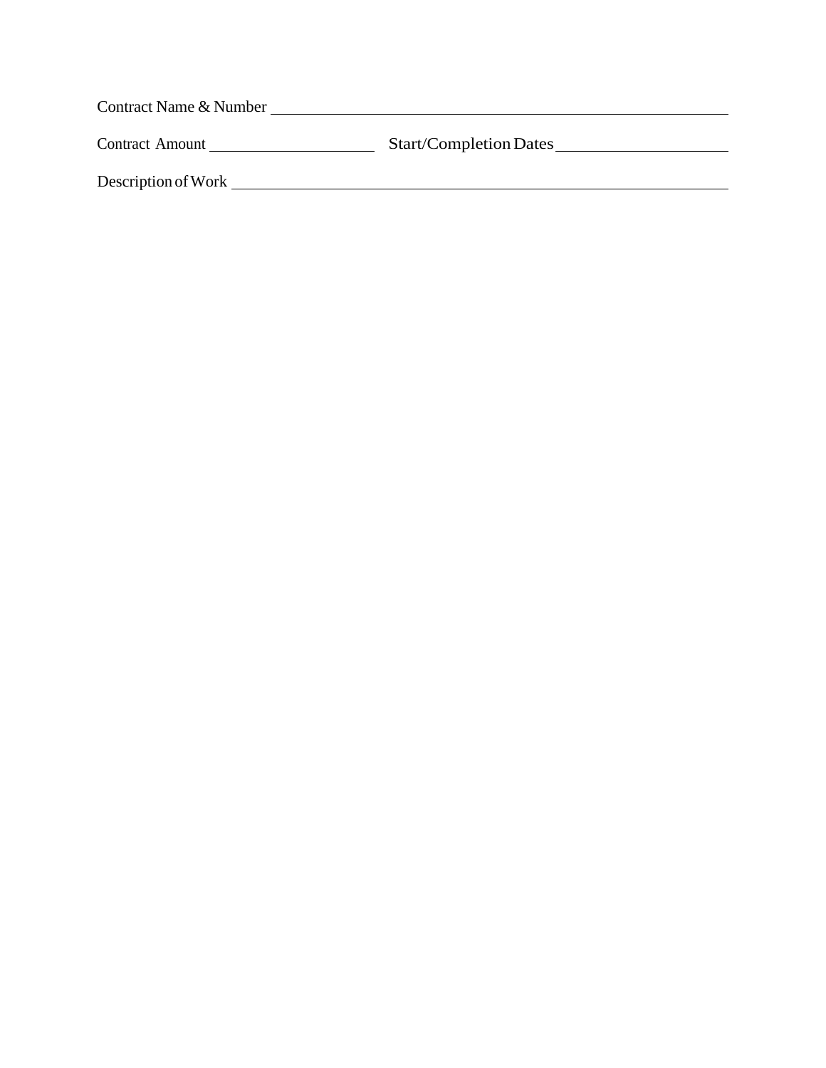Contract Name & Number ________________________________________________

Contract Amount ____________________ Start/Completion Dates ____________________

Description of Work ___________________________________________________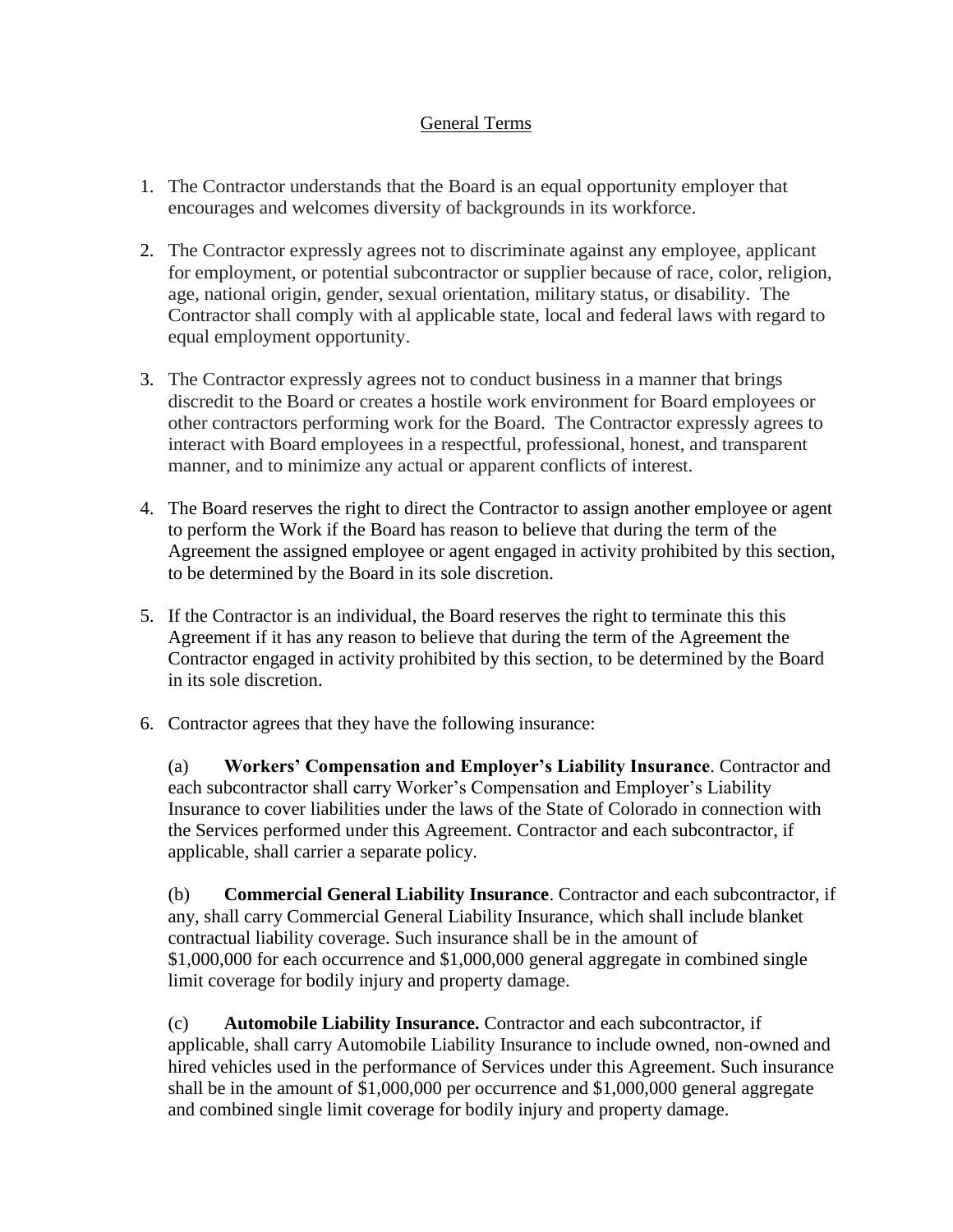## General Terms

1. The Contractor understands that the Board is an equal opportunity employer that encourages and welcomes diversity of backgrounds in its workforce.

2. The Contractor expressly agrees not to discriminate against any employee, applicant for employment, or potential subcontractor or supplier because of race, color, religion, age, national origin, gender, sexual orientation, military status, or disability. The Contractor shall comply with al applicable state, local and federal laws with regard to equal employment opportunity.

3. The Contractor expressly agrees not to conduct business in a manner that brings discredit to the Board or creates a hostile work environment for Board employees or other contractors performing work for the Board. The Contractor expressly agrees to interact with Board employees in a respectful, professional, honest, and transparent manner, and to minimize any actual or apparent conflicts of interest.

4. The Board reserves the right to direct the Contractor to assign another employee or agent to perform the Work if the Board has reason to believe that during the term of the Agreement the assigned employee or agent engaged in activity prohibited by this section, to be determined by the Board in its sole discretion.

5. If the Contractor is an individual, the Board reserves the right to terminate this this Agreement if it has any reason to believe that during the term of the Agreement the Contractor engaged in activity prohibited by this section, to be determined by the Board in its sole discretion.

6. Contractor agrees that they have the following insurance:

   (a) **Workers' Compensation and Employer's Liability Insurance**. Contractor and each subcontractor shall carry Worker's Compensation and Employer's Liability Insurance to cover liabilities under the laws of the State of Colorado in connection with the Services performed under this Agreement. Contractor and each subcontractor, if applicable, shall carrier a separate policy.

   (b) **Commercial General Liability Insurance**. Contractor and each subcontractor, if any, shall carry Commercial General Liability Insurance, which shall include blanket contractual liability coverage. Such insurance shall be in the amount of $1,000,000 for each occurrence and $1,000,000 general aggregate in combined single limit coverage for bodily injury and property damage.

   (c) **Automobile Liability Insurance.** Contractor and each subcontractor, if applicable, shall carry Automobile Liability Insurance to include owned, non-owned and hired vehicles used in the performance of Services under this Agreement. Such insurance shall be in the amount of $1,000,000 per occurrence and $1,000,000 general aggregate and combined single limit coverage for bodily injury and property damage.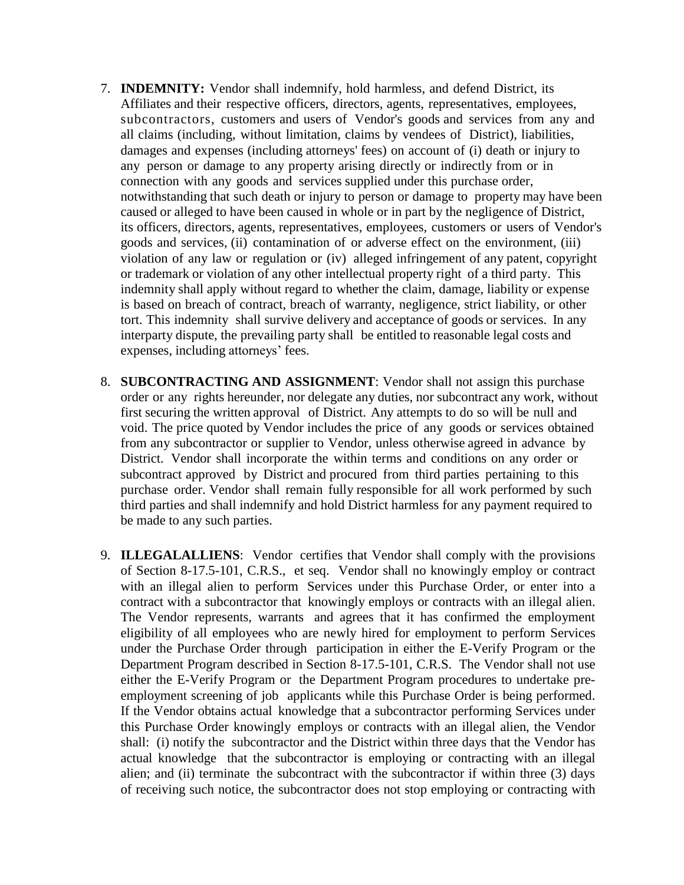7. **INDEMNITY:** Vendor shall indemnify, hold harmless, and defend District, its Affiliates and their respective officers, directors, agents, representatives, employees, subcontractors, customers and users of Vendor's goods and services from any and all claims (including, without limitation, claims by vendees of District), liabilities, damages and expenses (including attorneys' fees) on account of (i) death or injury to any person or damage to any property arising directly or indirectly from or in connection with any goods and services supplied under this purchase order, notwithstanding that such death or injury to person or damage to property may have been caused or alleged to have been caused in whole or in part by the negligence of District, its officers, directors, agents, representatives, employees, customers or users of Vendor's goods and services, (ii) contamination of or adverse effect on the environment, (iii) violation of any law or regulation or (iv) alleged infringement of any patent, copyright or trademark or violation of any other intellectual property right of a third party. This indemnity shall apply without regard to whether the claim, damage, liability or expense is based on breach of contract, breach of warranty, negligence, strict liability, or other tort. This indemnity shall survive delivery and acceptance of goods or services. In any interparty dispute, the prevailing party shall be entitled to reasonable legal costs and expenses, including attorneys' fees.

8. **SUBCONTRACTING AND ASSIGNMENT**: Vendor shall not assign this purchase order or any rights hereunder, nor delegate any duties, nor subcontract any work, without first securing the written approval of District. Any attempts to do so will be null and void. The price quoted by Vendor includes the price of any goods or services obtained from any subcontractor or supplier to Vendor, unless otherwise agreed in advance by District. Vendor shall incorporate the within terms and conditions on any order or subcontract approved by District and procured from third parties pertaining to this purchase order. Vendor shall remain fully responsible for all work performed by such third parties and shall indemnify and hold District harmless for any payment required to be made to any such parties.

9. **ILLEGALALLIENS**: Vendor certifies that Vendor shall comply with the provisions of Section 8-17.5-101, C.R.S., et seq. Vendor shall no knowingly employ or contract with an illegal alien to perform Services under this Purchase Order, or enter into a contract with a subcontractor that knowingly employs or contracts with an illegal alien. The Vendor represents, warrants and agrees that it has confirmed the employment eligibility of all employees who are newly hired for employment to perform Services under the Purchase Order through participation in either the E-Verify Program or the Department Program described in Section 8-17.5-101, C.R.S. The Vendor shall not use either the E-Verify Program or the Department Program procedures to undertake pre-employment screening of job applicants while this Purchase Order is being performed. If the Vendor obtains actual knowledge that a subcontractor performing Services under this Purchase Order knowingly employs or contracts with an illegal alien, the Vendor shall: (i) notify the subcontractor and the District within three days that the Vendor has actual knowledge that the subcontractor is employing or contracting with an illegal alien; and (ii) terminate the subcontract with the subcontractor if within three (3) days of receiving such notice, the subcontractor does not stop employing or contracting with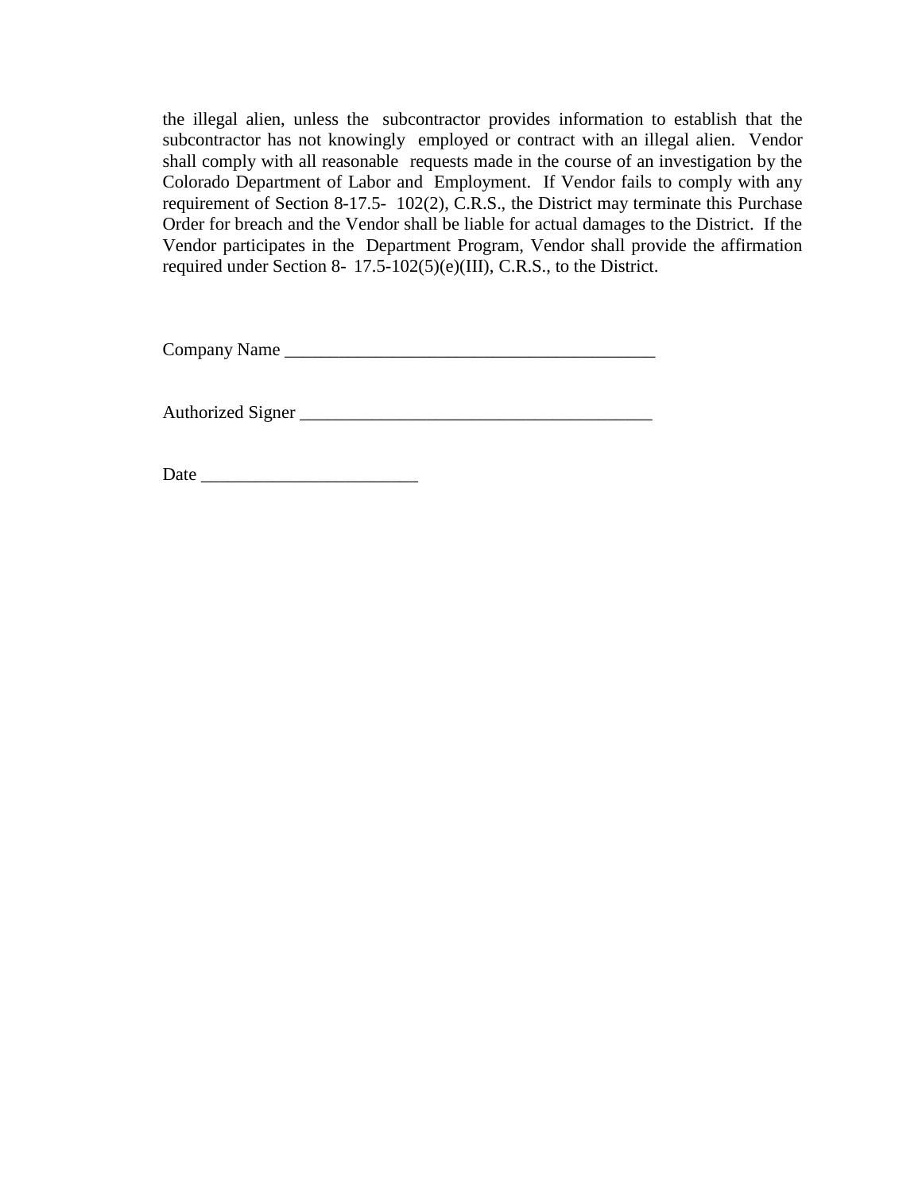the illegal alien, unless the subcontractor provides information to establish that the subcontractor has not knowingly employed or contract with an illegal alien. Vendor shall comply with all reasonable requests made in the course of an investigation by the Colorado Department of Labor and Employment. If Vendor fails to comply with any requirement of Section 8-17.5- 102(2), C.R.S., the District may terminate this Purchase Order for breach and the Vendor shall be liable for actual damages to the District. If the Vendor participates in the Department Program, Vendor shall provide the affirmation required under Section 8- 17.5-102(5)(e)(III), C.R.S., to the District.

Company Name ________________________________________

Authorized Signer ______________________________________

Date ________________________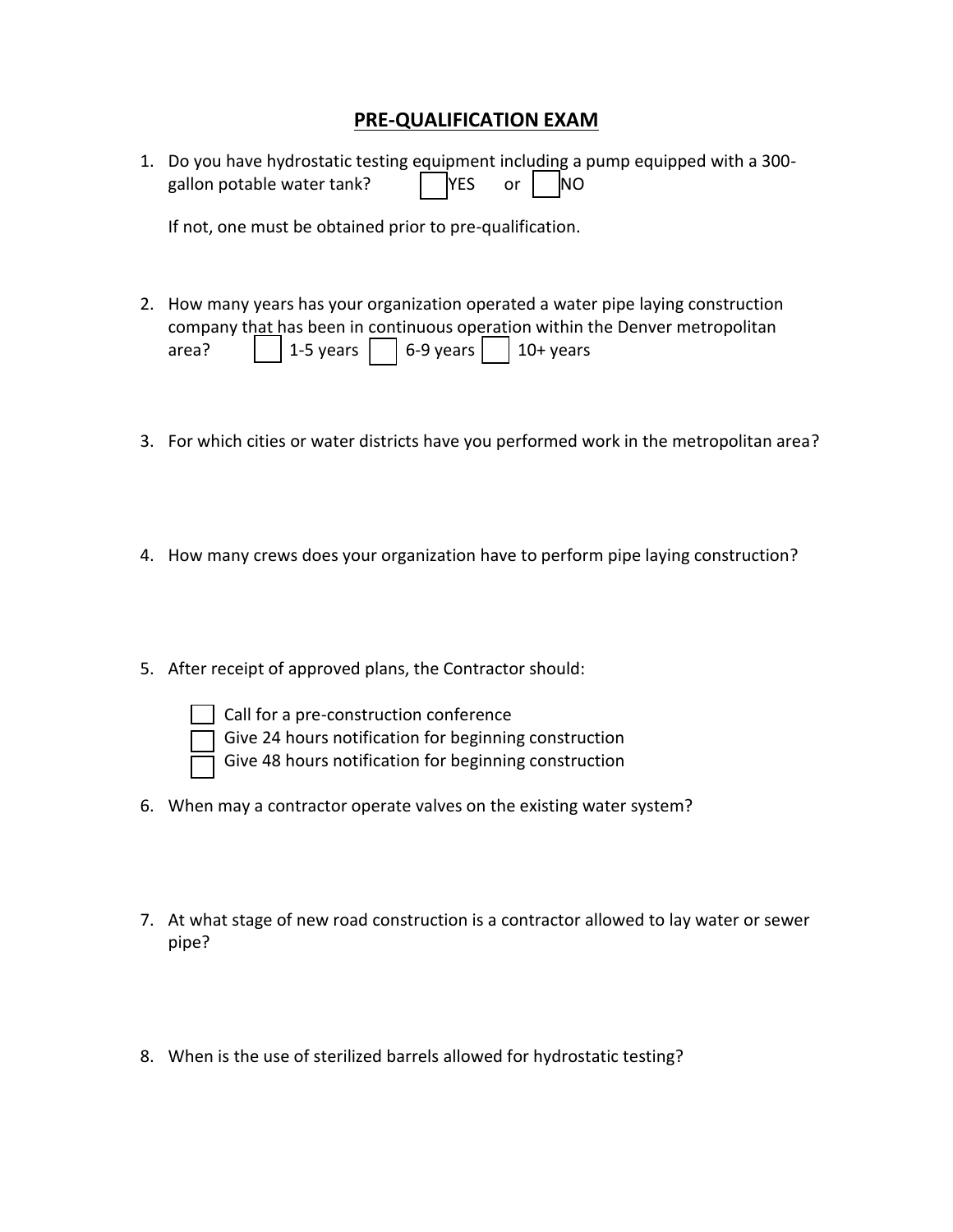# PRE-QUALIFICATION EXAM

1. Do you have hydrostatic testing equipment including a pump equipped with a 300-gallon potable water tank? ☐ YES or ☐ NO

   If not, one must be obtained prior to pre-qualification.

2. How many years has your organization operated a water pipe laying construction company that has been in continuous operation within the Denver metropolitan area? ☐ 1-5 years ☐ 6-9 years ☐ 10+ years

3. For which cities or water districts have you performed work in the metropolitan area?

4. How many crews does your organization have to perform pipe laying construction?

5. After receipt of approved plans, the Contractor should:

   ☐ Call for a pre-construction conference
   ☐ Give 24 hours notification for beginning construction
   ☐ Give 48 hours notification for beginning construction

6. When may a contractor operate valves on the existing water system?

7. At what stage of new road construction is a contractor allowed to lay water or sewer pipe?

8. When is the use of sterilized barrels allowed for hydrostatic testing?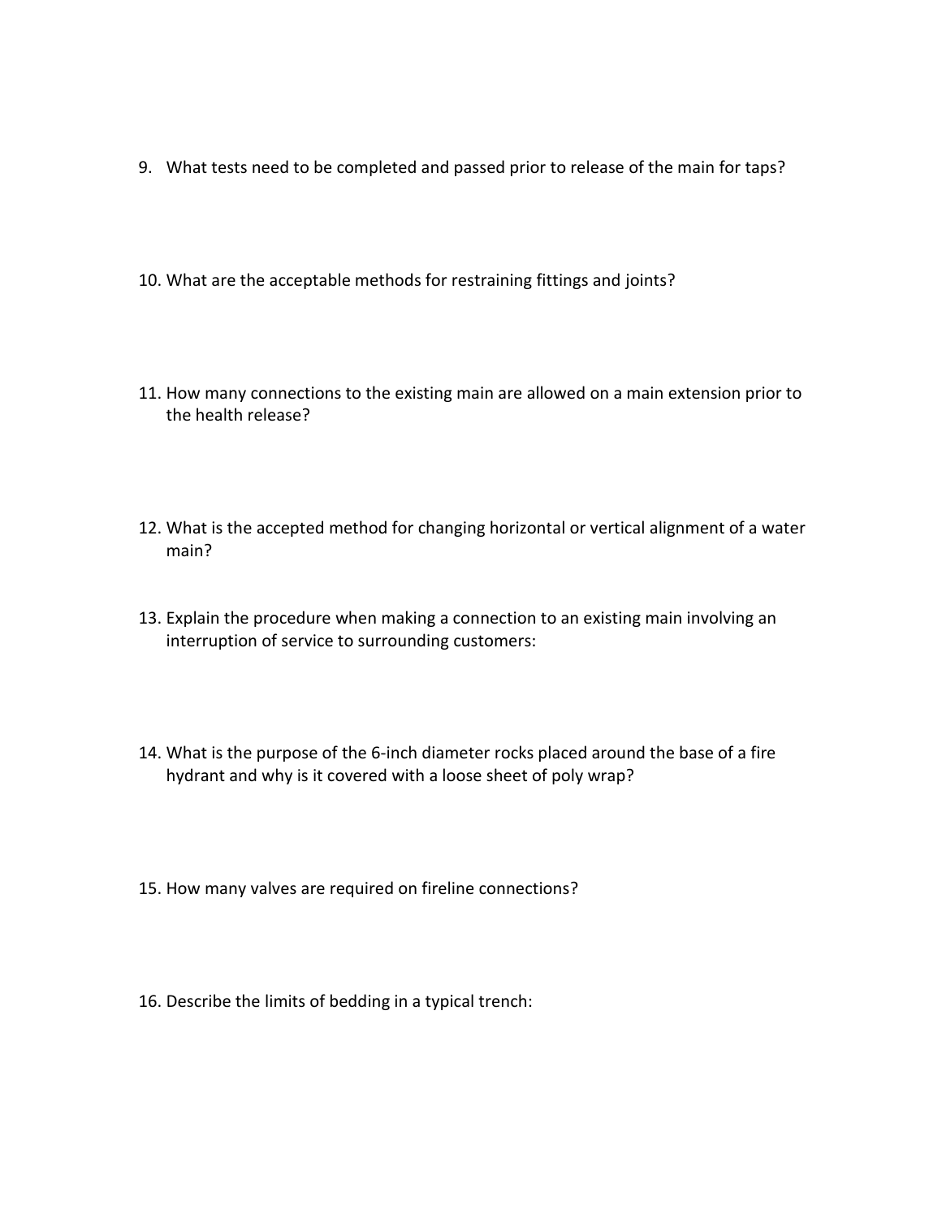9. What tests need to be completed and passed prior to release of the main for taps?

10. What are the acceptable methods for restraining fittings and joints?

11. How many connections to the existing main are allowed on a main extension prior to the health release?

12. What is the accepted method for changing horizontal or vertical alignment of a water main?

13. Explain the procedure when making a connection to an existing main involving an interruption of service to surrounding customers:

14. What is the purpose of the 6-inch diameter rocks placed around the base of a fire hydrant and why is it covered with a loose sheet of poly wrap?

15. How many valves are required on fireline connections?

16. Describe the limits of bedding in a typical trench: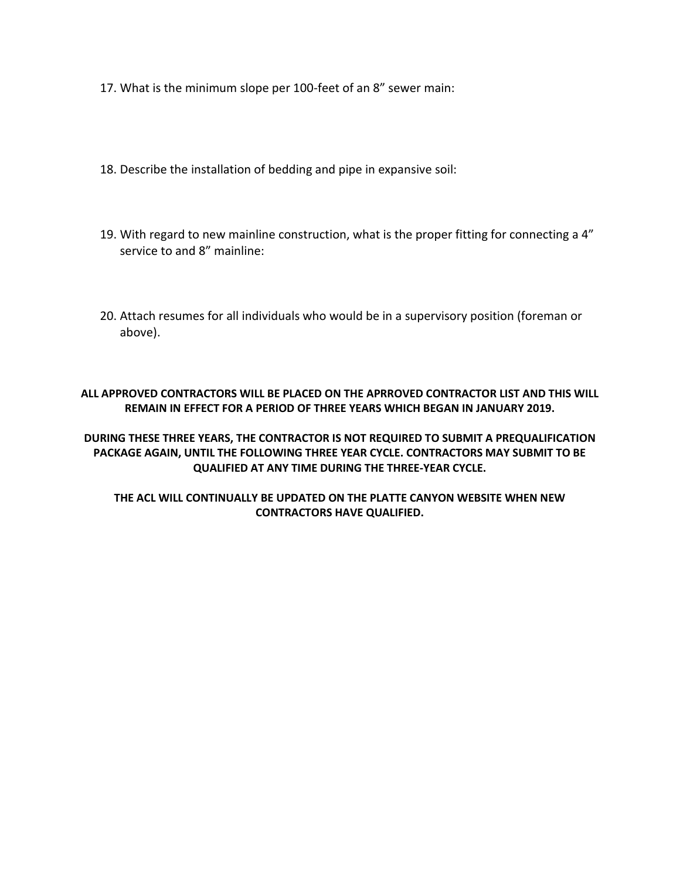17. What is the minimum slope per 100-feet of an 8" sewer main:

18. Describe the installation of bedding and pipe in expansive soil:

19. With regard to new mainline construction, what is the proper fitting for connecting a 4" service to and 8" mainline:

20. Attach resumes for all individuals who would be in a supervisory position (foreman or above).

**ALL APPROVED CONTRACTORS WILL BE PLACED ON THE APRROVED CONTRACTOR LIST AND THIS WILL REMAIN IN EFFECT FOR A PERIOD OF THREE YEARS WHICH BEGAN IN JANUARY 2019.**

**DURING THESE THREE YEARS, THE CONTRACTOR IS NOT REQUIRED TO SUBMIT A PREQUALIFICATION PACKAGE AGAIN, UNTIL THE FOLLOWING THREE YEAR CYCLE. CONTRACTORS MAY SUBMIT TO BE QUALIFIED AT ANY TIME DURING THE THREE-YEAR CYCLE.**

**THE ACL WILL CONTINUALLY BE UPDATED ON THE PLATTE CANYON WEBSITE WHEN NEW CONTRACTORS HAVE QUALIFIED.**